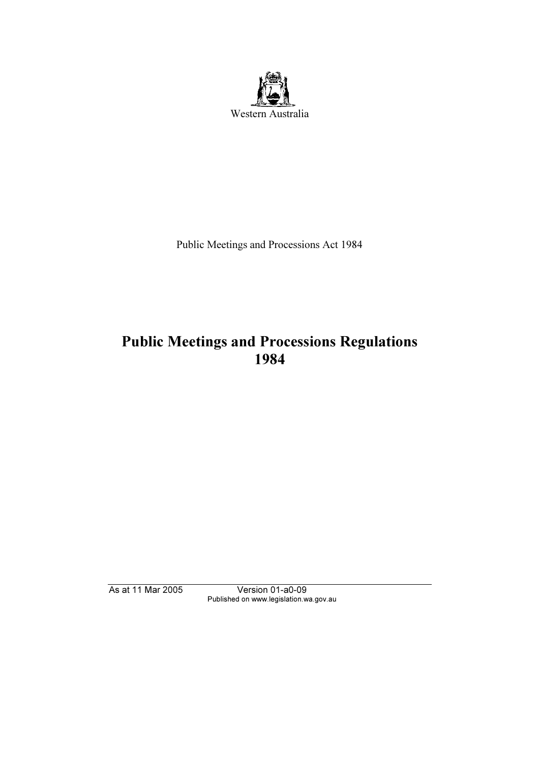Western Australia

Public Meetings and Processions Act 1984

# Public Meetings and Processions Regulations 1984

As at 11 Mar 2005 Version 01-a0-09
Published on www.legislation.wa.gov.au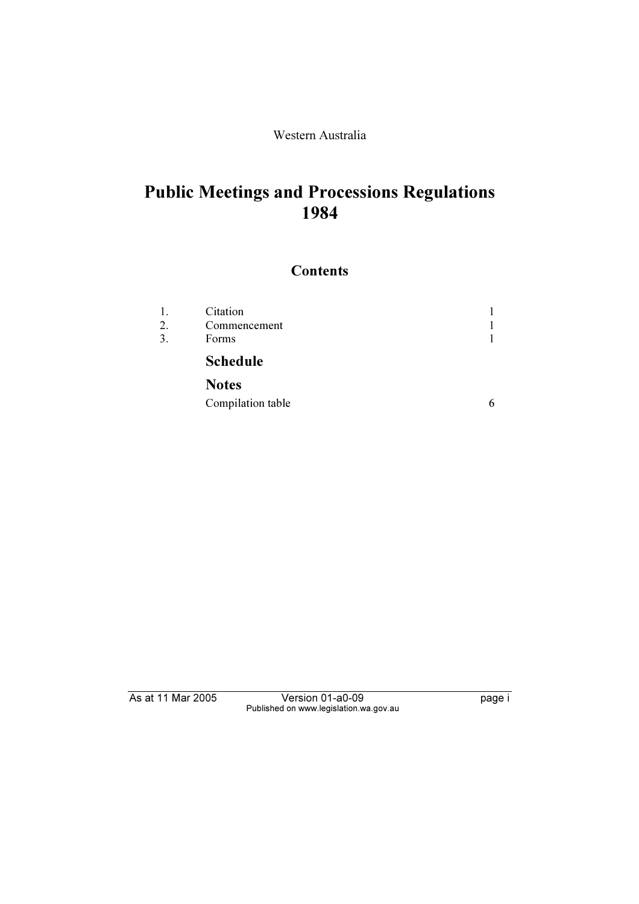Western Australia

# Public Meetings and Processions Regulations 1984

## Contents

| | | |
|---|---|---|
| 1. | Citation | 1 |
| 2. | Commencement | 1 |
| 3. | Forms | 1 |
| | **Schedule** | |
| | **Notes** | |
| | Compilation table | 6 |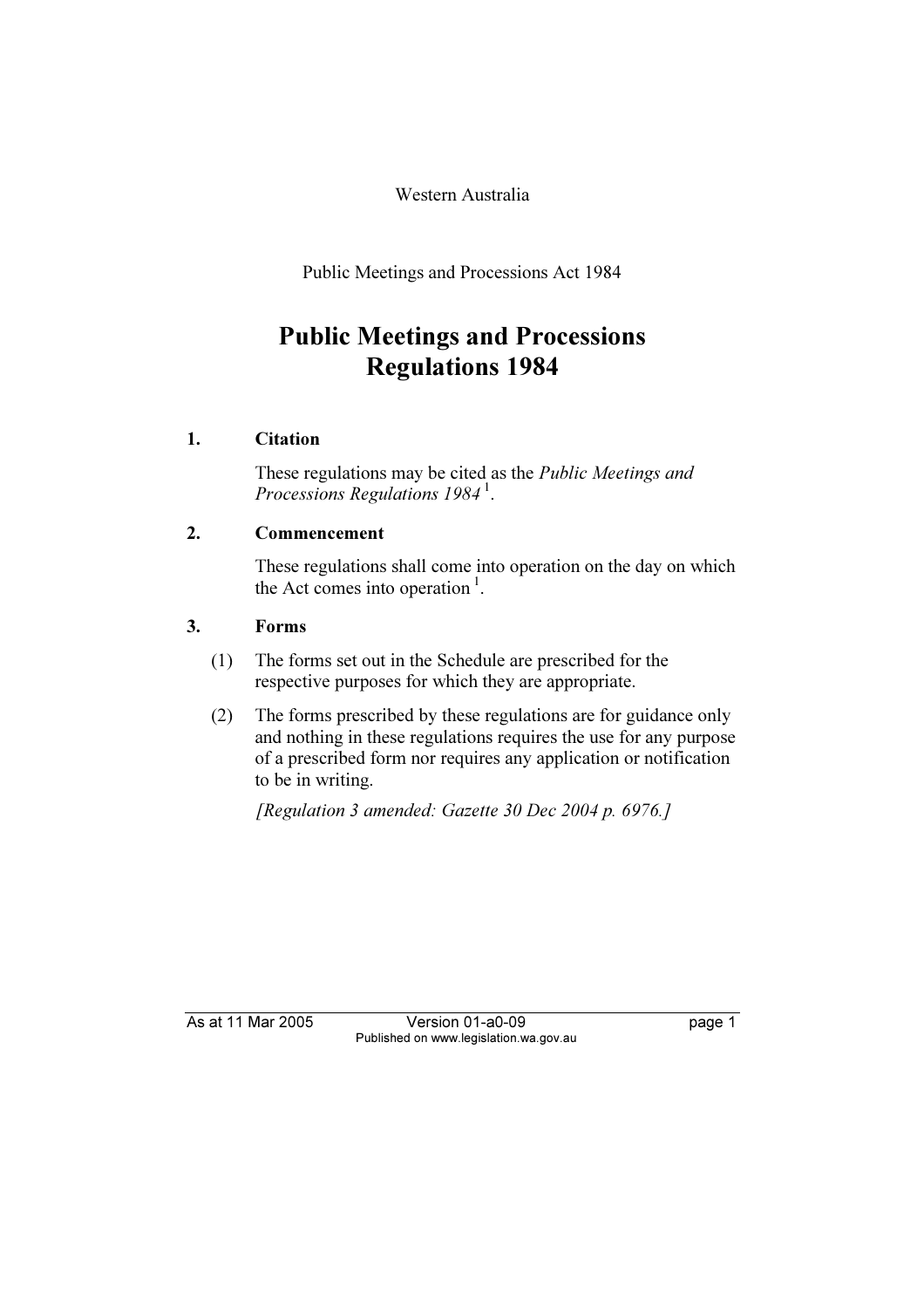Western Australia

Public Meetings and Processions Act 1984

# Public Meetings and Processions Regulations 1984

## 1. Citation

These regulations may be cited as the *Public Meetings and Processions Regulations 1984* [1].

## 2. Commencement

These regulations shall come into operation on the day on which the Act comes into operation [1].

## 3. Forms

(1) The forms set out in the Schedule are prescribed for the respective purposes for which they are appropriate.

(2) The forms prescribed by these regulations are for guidance only and nothing in these regulations requires the use for any purpose of a prescribed form nor requires any application or notification to be in writing.

*[Regulation 3 amended: Gazette 30 Dec 2004 p. 6976.]*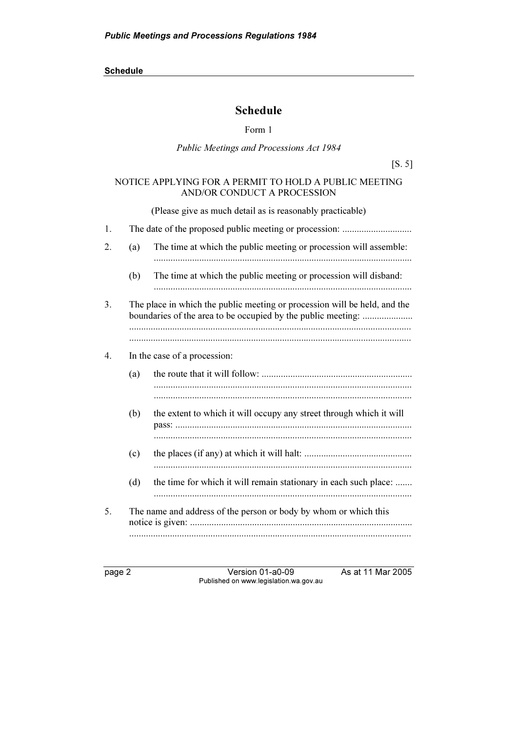# Schedule

Form 1

*Public Meetings and Processions Act 1984*

[S. 5]

NOTICE APPLYING FOR A PERMIT TO HOLD A PUBLIC MEETING AND/OR CONDUCT A PROCESSION

(Please give as much detail as is reasonably practicable)

1. The date of the proposed public meeting or procession: .............................

2. (a) The time at which the public meeting or procession will assemble: ..........................................................................................................

   (b) The time at which the public meeting or procession will disband: ..........................................................................................................

3. The place in which the public meeting or procession will be held, and the boundaries of the area to be occupied by the public meeting: .....................
....................................................................................................................
....................................................................................................................

4. In the case of a procession:

   (a) the route that it will follow: ..............................................................
   ..........................................................................................................
   ..........................................................................................................

   (b) the extent to which it will occupy any street through which it will pass: ..................................................................................................
   ..........................................................................................................

   (c) the places (if any) at which it will halt: .............................................
   ..........................................................................................................

   (d) the time for which it will remain stationary in each such place: .......
   ..........................................................................................................

5. The name and address of the person or body by whom or which this notice is given: ............................................................................................
....................................................................................................................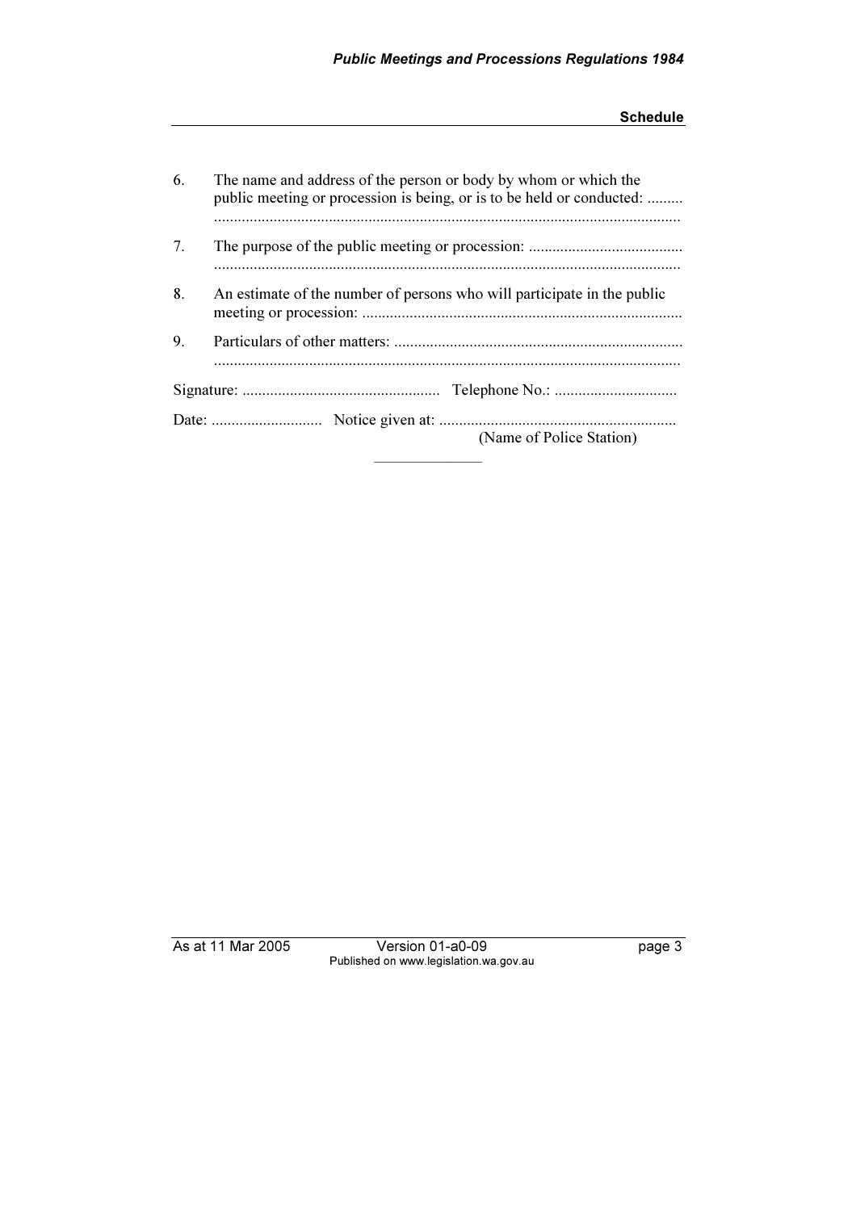6. The name and address of the person or body by whom or which the public meeting or procession is being, or is to be held or conducted: .........
.....................................................................................................................

7. The purpose of the public meeting or procession: .......................................
.....................................................................................................................

8. An estimate of the number of persons who will participate in the public meeting or procession: ................................................................................

9. Particulars of other matters: .........................................................................
.....................................................................................................................

Signature: .................................................. Telephone No.: ...............................

Date: ............................ Notice given at: ............................................................
(Name of Police Station)

---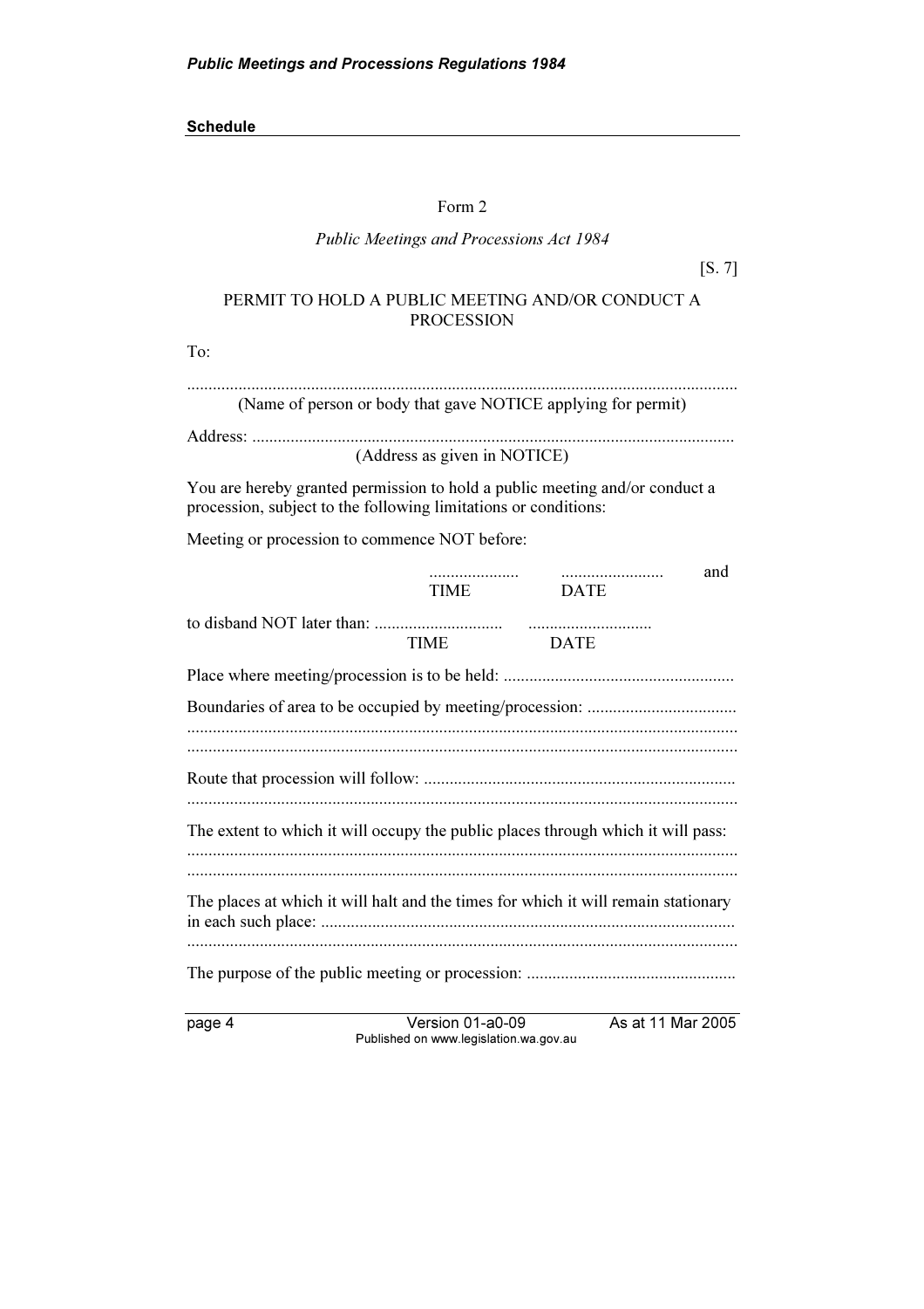**Schedule**

Form 2

*Public Meetings and Processions Act 1984*

[S. 7]

PERMIT TO HOLD A PUBLIC MEETING AND/OR CONDUCT A PROCESSION

To:

................................................................................................................................
(Name of person or body that gave NOTICE applying for permit)

Address: ................................................................................................................
(Address as given in NOTICE)

You are hereby granted permission to hold a public meeting and/or conduct a procession, subject to the following limitations or conditions:

Meeting or procession to commence NOT before:

..................... ........................ and
TIME DATE

to disband NOT later than: .............................. .............................
TIME DATE

Place where meeting/procession is to be held: ......................................................

Boundaries of area to be occupied by meeting/procession: ..................................
................................................................................................................................
................................................................................................................................

Route that procession will follow: ........................................................................
................................................................................................................................

The extent to which it will occupy the public places through which it will pass:
................................................................................................................................
................................................................................................................................

The places at which it will halt and the times for which it will remain stationary in each such place: ................................................................................................
................................................................................................................................

The purpose of the public meeting or procession: ................................................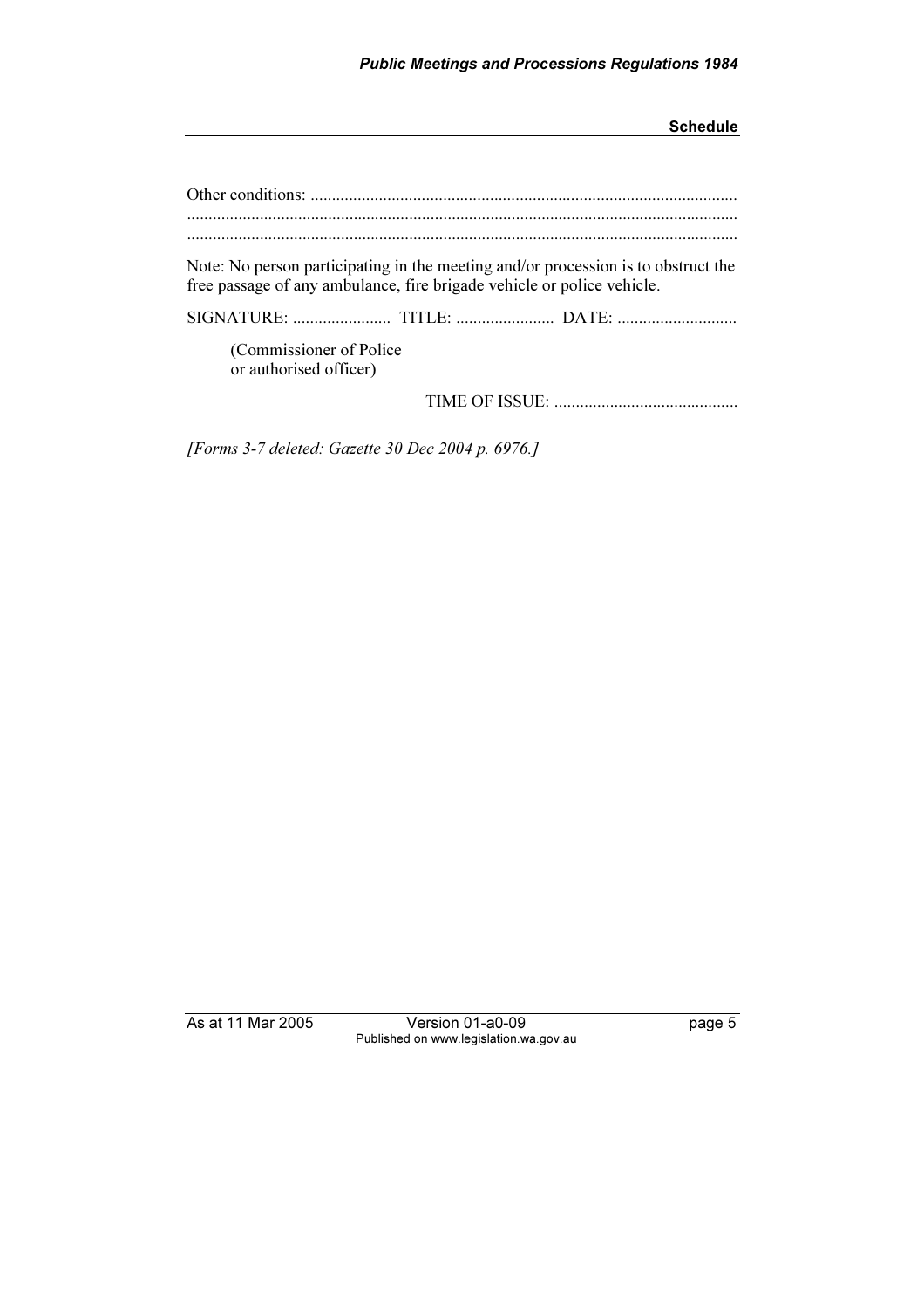Other conditions: ...................................................................................................
...............................................................................................................................
...............................................................................................................................

Note: No person participating in the meeting and/or procession is to obstruct the free passage of any ambulance, fire brigade vehicle or police vehicle.

SIGNATURE: ....................... TITLE: ....................... DATE: ............................

(Commissioner of Police
or authorised officer)

TIME OF ISSUE: ...........................................

*[Forms 3-7 deleted: Gazette 30 Dec 2004 p. 6976.]*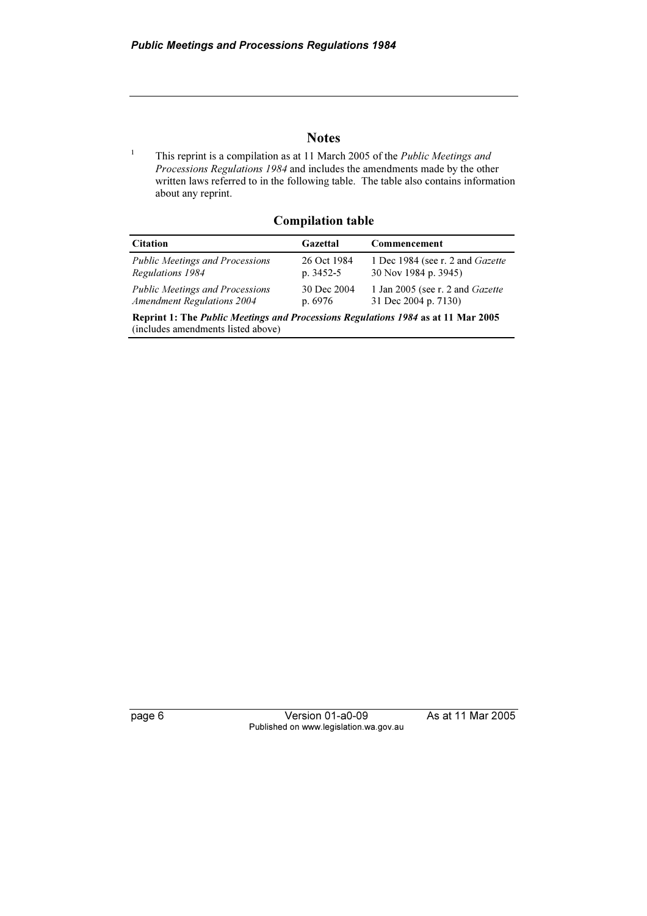## Notes

[1] This reprint is a compilation as at 11 March 2005 of the *Public Meetings and Processions Regulations 1984* and includes the amendments made by the other written laws referred to in the following table. The table also contains information about any reprint.

### Compilation table

| Citation | Gazettal | Commencement |
|---|---|---|
| *Public Meetings and Processions Regulations 1984* | 26 Oct 1984 p. 3452-5 | 1 Dec 1984 (see r. 2 and *Gazette* 30 Nov 1984 p. 3945) |
| *Public Meetings and Processions Amendment Regulations 2004* | 30 Dec 2004 p. 6976 | 1 Jan 2005 (see r. 2 and *Gazette* 31 Dec 2004 p. 7130) |
| **Reprint 1: The *Public Meetings and Processions Regulations 1984* as at 11 Mar 2005** (includes amendments listed above) | | |